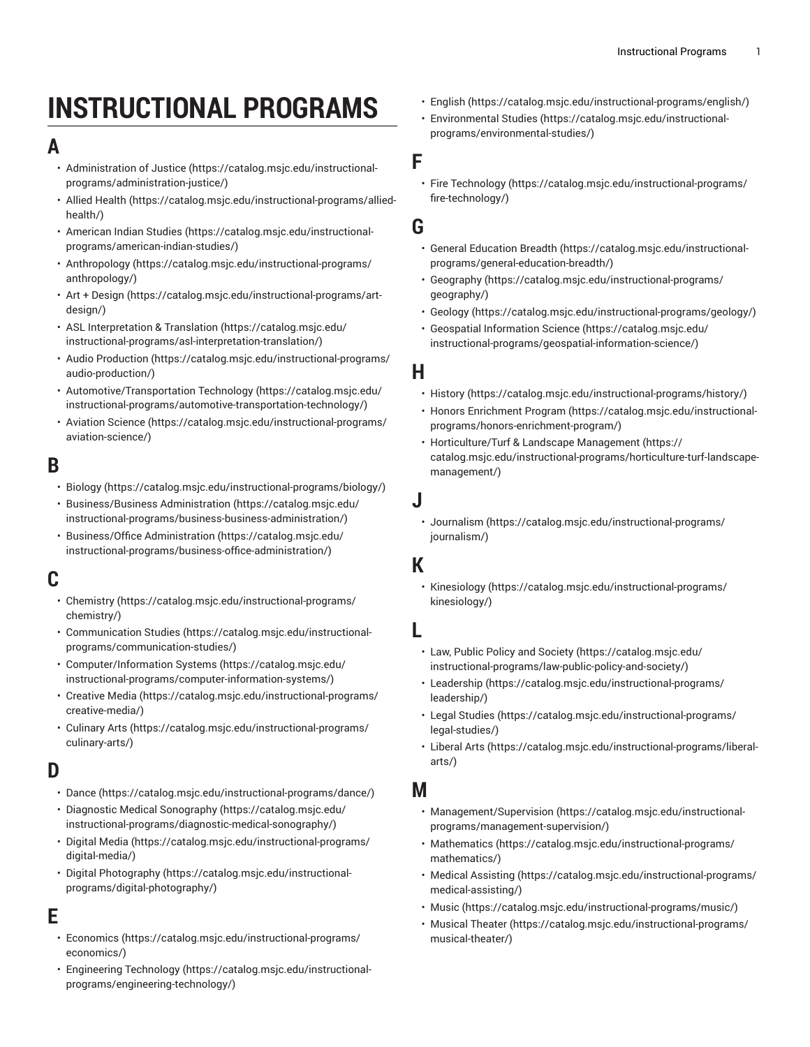# INSTRUCTIONAL PROGRAMS

## A

- Administration of Justice (https://catalog.msjc.edu/instructional-programs/administration-justice/)
- Allied Health (https://catalog.msjc.edu/instructional-programs/allied-health/)
- American Indian Studies (https://catalog.msjc.edu/instructional-programs/american-indian-studies/)
- Anthropology (https://catalog.msjc.edu/instructional-programs/anthropology/)
- Art + Design (https://catalog.msjc.edu/instructional-programs/art-design/)
- ASL Interpretation & Translation (https://catalog.msjc.edu/instructional-programs/asl-interpretation-translation/)
- Audio Production (https://catalog.msjc.edu/instructional-programs/audio-production/)
- Automotive/Transportation Technology (https://catalog.msjc.edu/instructional-programs/automotive-transportation-technology/)
- Aviation Science (https://catalog.msjc.edu/instructional-programs/aviation-science/)

## B

- Biology (https://catalog.msjc.edu/instructional-programs/biology/)
- Business/Business Administration (https://catalog.msjc.edu/instructional-programs/business-business-administration/)
- Business/Office Administration (https://catalog.msjc.edu/instructional-programs/business-office-administration/)

## C

- Chemistry (https://catalog.msjc.edu/instructional-programs/chemistry/)
- Communication Studies (https://catalog.msjc.edu/instructional-programs/communication-studies/)
- Computer/Information Systems (https://catalog.msjc.edu/instructional-programs/computer-information-systems/)
- Creative Media (https://catalog.msjc.edu/instructional-programs/creative-media/)
- Culinary Arts (https://catalog.msjc.edu/instructional-programs/culinary-arts/)

## D

- Dance (https://catalog.msjc.edu/instructional-programs/dance/)
- Diagnostic Medical Sonography (https://catalog.msjc.edu/instructional-programs/diagnostic-medical-sonography/)
- Digital Media (https://catalog.msjc.edu/instructional-programs/digital-media/)
- Digital Photography (https://catalog.msjc.edu/instructional-programs/digital-photography/)

## E

- Economics (https://catalog.msjc.edu/instructional-programs/economics/)
- Engineering Technology (https://catalog.msjc.edu/instructional-programs/engineering-technology/)
- English (https://catalog.msjc.edu/instructional-programs/english/)
- Environmental Studies (https://catalog.msjc.edu/instructional-programs/environmental-studies/)

## F

- Fire Technology (https://catalog.msjc.edu/instructional-programs/fire-technology/)

## G

- General Education Breadth (https://catalog.msjc.edu/instructional-programs/general-education-breadth/)
- Geography (https://catalog.msjc.edu/instructional-programs/geography/)
- Geology (https://catalog.msjc.edu/instructional-programs/geology/)
- Geospatial Information Science (https://catalog.msjc.edu/instructional-programs/geospatial-information-science/)

## H

- History (https://catalog.msjc.edu/instructional-programs/history/)
- Honors Enrichment Program (https://catalog.msjc.edu/instructional-programs/honors-enrichment-program/)
- Horticulture/Turf & Landscape Management (https://catalog.msjc.edu/instructional-programs/horticulture-turf-landscape-management/)

## J

- Journalism (https://catalog.msjc.edu/instructional-programs/journalism/)

## K

- Kinesiology (https://catalog.msjc.edu/instructional-programs/kinesiology/)

## L

- Law, Public Policy and Society (https://catalog.msjc.edu/instructional-programs/law-public-policy-and-society/)
- Leadership (https://catalog.msjc.edu/instructional-programs/leadership/)
- Legal Studies (https://catalog.msjc.edu/instructional-programs/legal-studies/)
- Liberal Arts (https://catalog.msjc.edu/instructional-programs/liberal-arts/)

## M

- Management/Supervision (https://catalog.msjc.edu/instructional-programs/management-supervision/)
- Mathematics (https://catalog.msjc.edu/instructional-programs/mathematics/)
- Medical Assisting (https://catalog.msjc.edu/instructional-programs/medical-assisting/)
- Music (https://catalog.msjc.edu/instructional-programs/music/)
- Musical Theater (https://catalog.msjc.edu/instructional-programs/musical-theater/)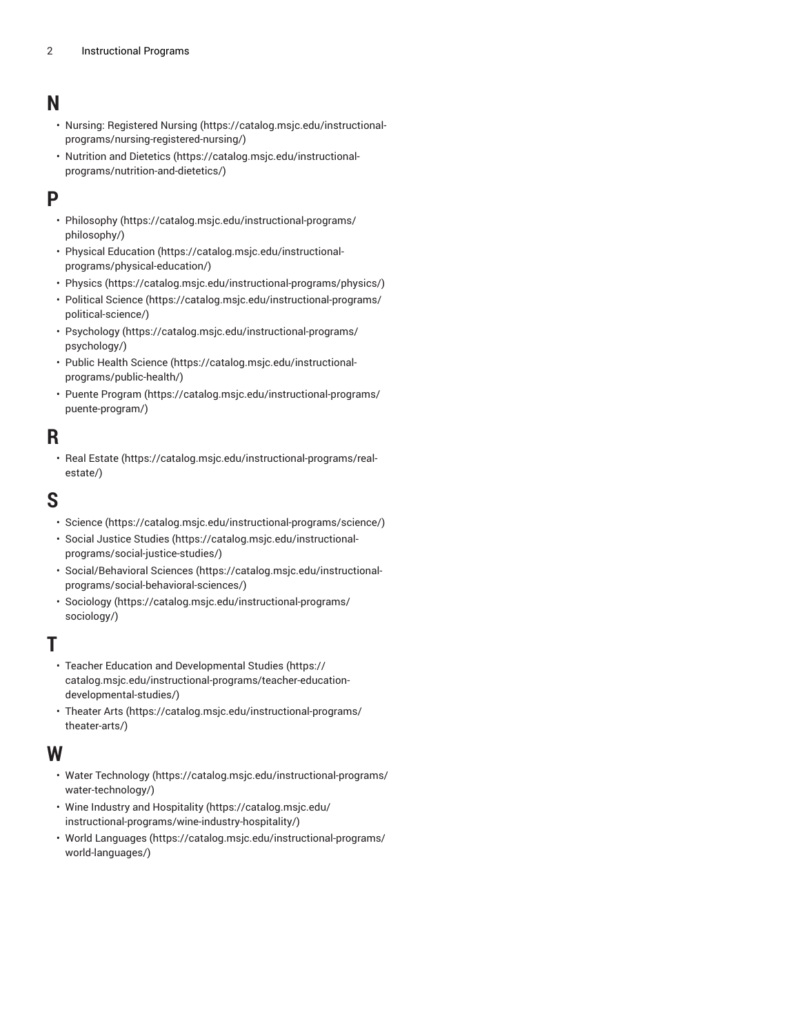## N

- Nursing: Registered Nursing (https://catalog.msjc.edu/instructional-programs/nursing-registered-nursing/)
- Nutrition and Dietetics (https://catalog.msjc.edu/instructional-programs/nutrition-and-dietetics/)

## P

- Philosophy (https://catalog.msjc.edu/instructional-programs/philosophy/)
- Physical Education (https://catalog.msjc.edu/instructional-programs/physical-education/)
- Physics (https://catalog.msjc.edu/instructional-programs/physics/)
- Political Science (https://catalog.msjc.edu/instructional-programs/political-science/)
- Psychology (https://catalog.msjc.edu/instructional-programs/psychology/)
- Public Health Science (https://catalog.msjc.edu/instructional-programs/public-health/)
- Puente Program (https://catalog.msjc.edu/instructional-programs/puente-program/)

## R

- Real Estate (https://catalog.msjc.edu/instructional-programs/real-estate/)

## S

- Science (https://catalog.msjc.edu/instructional-programs/science/)
- Social Justice Studies (https://catalog.msjc.edu/instructional-programs/social-justice-studies/)
- Social/Behavioral Sciences (https://catalog.msjc.edu/instructional-programs/social-behavioral-sciences/)
- Sociology (https://catalog.msjc.edu/instructional-programs/sociology/)

## T

- Teacher Education and Developmental Studies (https://catalog.msjc.edu/instructional-programs/teacher-education-developmental-studies/)
- Theater Arts (https://catalog.msjc.edu/instructional-programs/theater-arts/)

## W

- Water Technology (https://catalog.msjc.edu/instructional-programs/water-technology/)
- Wine Industry and Hospitality (https://catalog.msjc.edu/instructional-programs/wine-industry-hospitality/)
- World Languages (https://catalog.msjc.edu/instructional-programs/world-languages/)